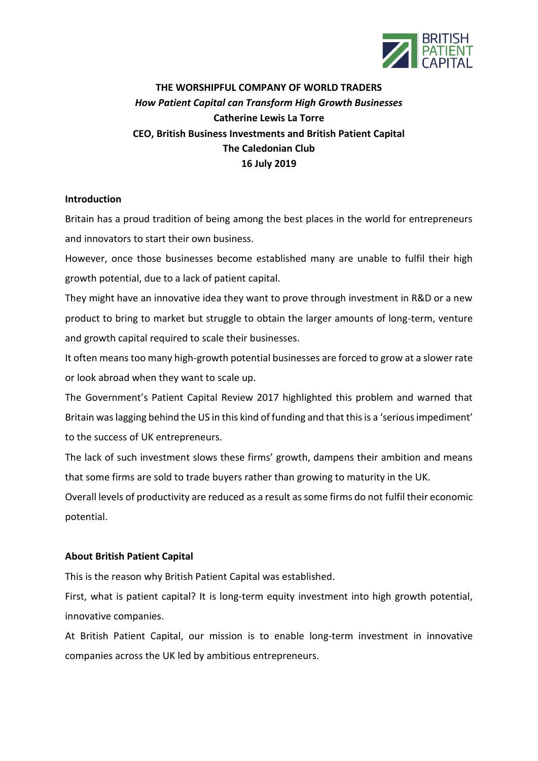**THE WORSHIPFUL COMPANY OF WORLD TRADERS**

***How Patient Capital can Transform High Growth Businesses***

**Catherine Lewis La Torre**

**CEO, British Business Investments and British Patient Capital**

**The Caledonian Club**

**16 July 2019**

## Introduction

Britain has a proud tradition of being among the best places in the world for entrepreneurs and innovators to start their own business.

However, once those businesses become established many are unable to fulfil their high growth potential, due to a lack of patient capital.

They might have an innovative idea they want to prove through investment in R&D or a new product to bring to market but struggle to obtain the larger amounts of long-term, venture and growth capital required to scale their businesses.

It often means too many high-growth potential businesses are forced to grow at a slower rate or look abroad when they want to scale up.

The Government's Patient Capital Review 2017 highlighted this problem and warned that Britain was lagging behind the US in this kind of funding and that this is a 'serious impediment' to the success of UK entrepreneurs.

The lack of such investment slows these firms' growth, dampens their ambition and means that some firms are sold to trade buyers rather than growing to maturity in the UK.

Overall levels of productivity are reduced as a result as some firms do not fulfil their economic potential.

## About British Patient Capital

This is the reason why British Patient Capital was established.

First, what is patient capital? It is long-term equity investment into high growth potential, innovative companies.

At British Patient Capital, our mission is to enable long-term investment in innovative companies across the UK led by ambitious entrepreneurs.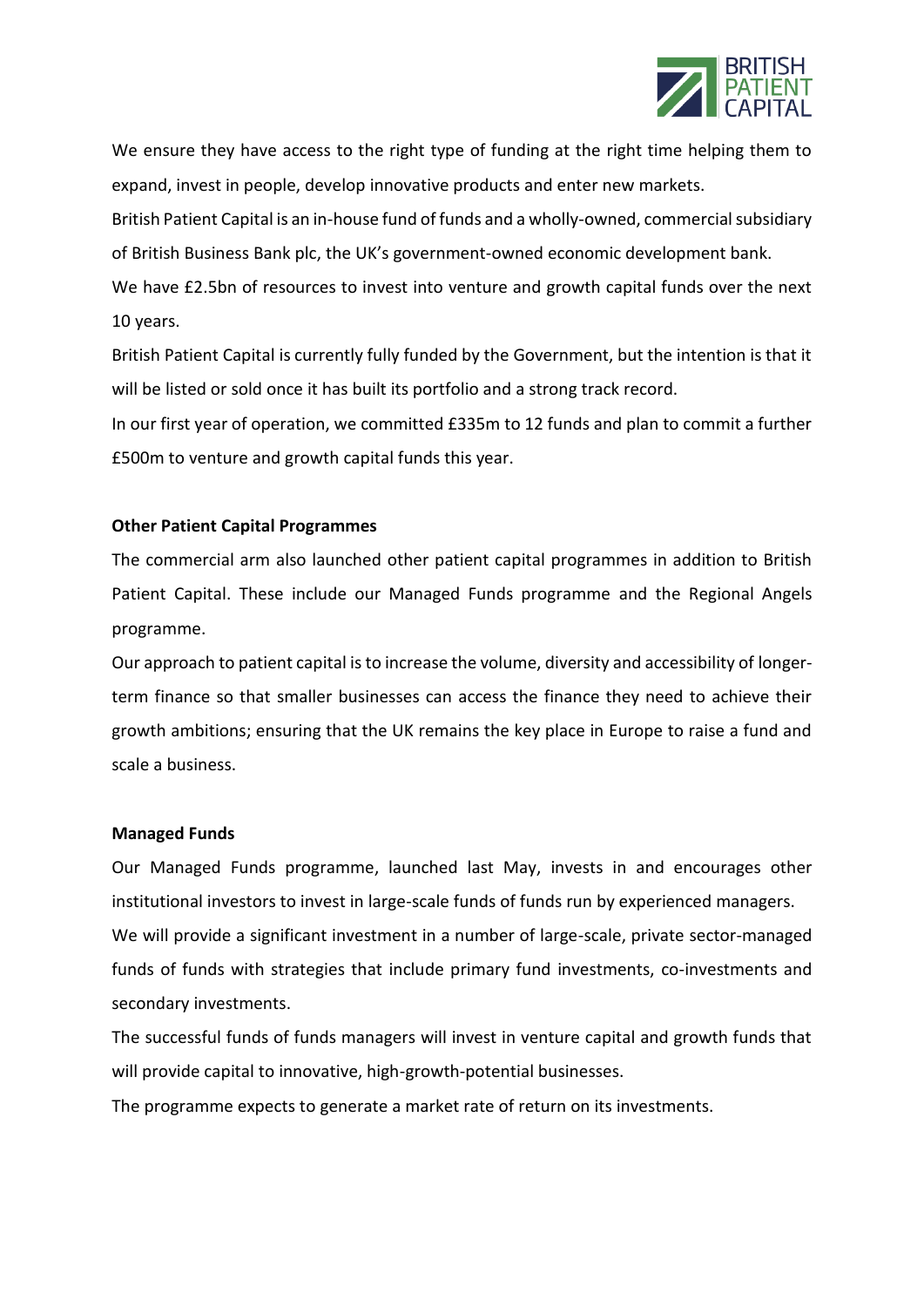We ensure they have access to the right type of funding at the right time helping them to expand, invest in people, develop innovative products and enter new markets.

British Patient Capital is an in-house fund of funds and a wholly-owned, commercial subsidiary of British Business Bank plc, the UK's government-owned economic development bank.

We have £2.5bn of resources to invest into venture and growth capital funds over the next 10 years.

British Patient Capital is currently fully funded by the Government, but the intention is that it will be listed or sold once it has built its portfolio and a strong track record.

In our first year of operation, we committed £335m to 12 funds and plan to commit a further £500m to venture and growth capital funds this year.

**Other Patient Capital Programmes**

The commercial arm also launched other patient capital programmes in addition to British Patient Capital. These include our Managed Funds programme and the Regional Angels programme.

Our approach to patient capital is to increase the volume, diversity and accessibility of longer-term finance so that smaller businesses can access the finance they need to achieve their growth ambitions; ensuring that the UK remains the key place in Europe to raise a fund and scale a business.

**Managed Funds**

Our Managed Funds programme, launched last May, invests in and encourages other institutional investors to invest in large-scale funds of funds run by experienced managers.

We will provide a significant investment in a number of large-scale, private sector-managed funds of funds with strategies that include primary fund investments, co-investments and secondary investments.

The successful funds of funds managers will invest in venture capital and growth funds that will provide capital to innovative, high-growth-potential businesses.

The programme expects to generate a market rate of return on its investments.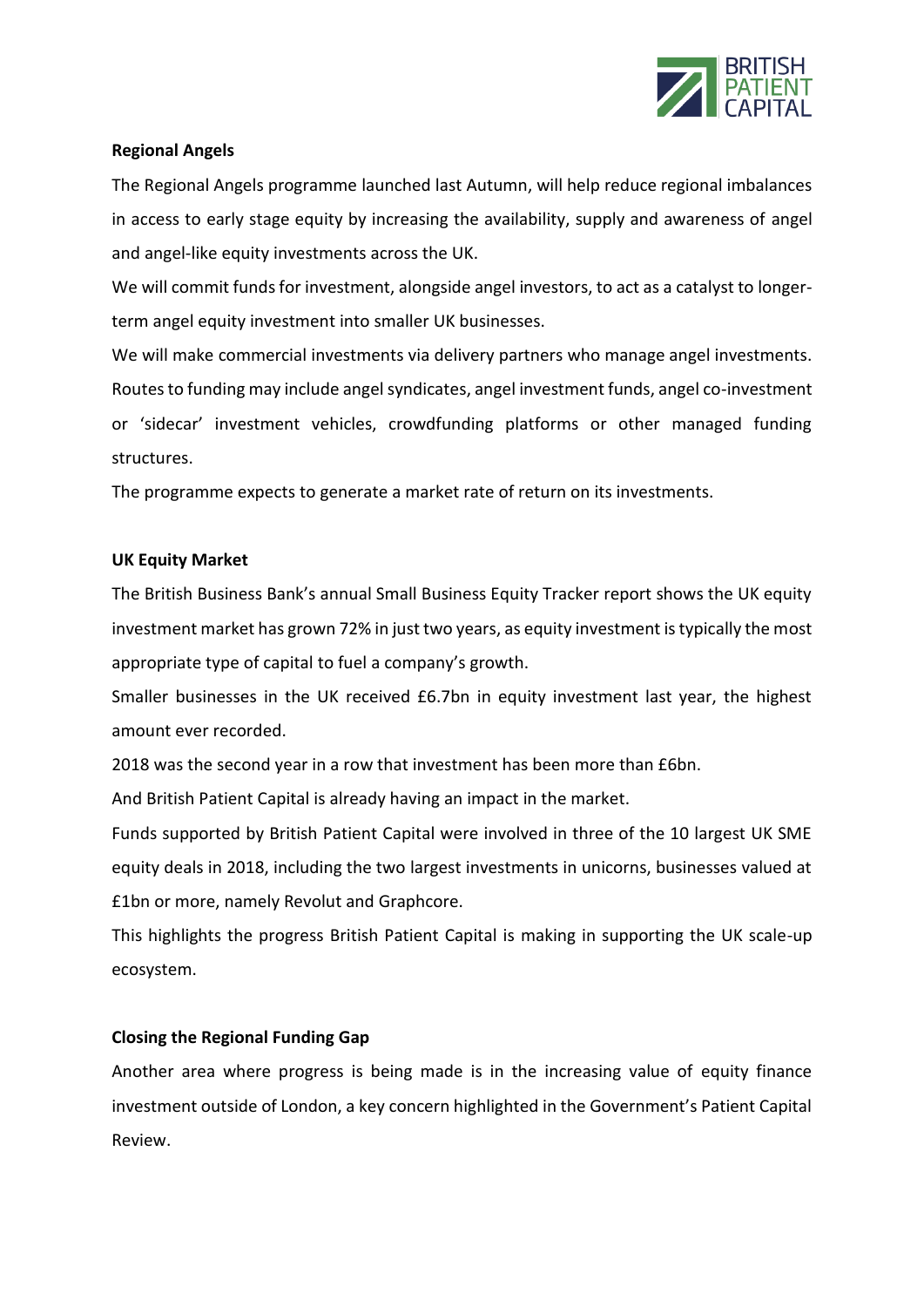**Regional Angels**

The Regional Angels programme launched last Autumn, will help reduce regional imbalances in access to early stage equity by increasing the availability, supply and awareness of angel and angel-like equity investments across the UK.

We will commit funds for investment, alongside angel investors, to act as a catalyst to longer-term angel equity investment into smaller UK businesses.

We will make commercial investments via delivery partners who manage angel investments. Routes to funding may include angel syndicates, angel investment funds, angel co-investment or 'sidecar' investment vehicles, crowdfunding platforms or other managed funding structures.

The programme expects to generate a market rate of return on its investments.

**UK Equity Market**

The British Business Bank's annual Small Business Equity Tracker report shows the UK equity investment market has grown 72% in just two years, as equity investment is typically the most appropriate type of capital to fuel a company's growth.

Smaller businesses in the UK received £6.7bn in equity investment last year, the highest amount ever recorded.

2018 was the second year in a row that investment has been more than £6bn.

And British Patient Capital is already having an impact in the market.

Funds supported by British Patient Capital were involved in three of the 10 largest UK SME equity deals in 2018, including the two largest investments in unicorns, businesses valued at £1bn or more, namely Revolut and Graphcore.

This highlights the progress British Patient Capital is making in supporting the UK scale-up ecosystem.

**Closing the Regional Funding Gap**

Another area where progress is being made is in the increasing value of equity finance investment outside of London, a key concern highlighted in the Government's Patient Capital Review.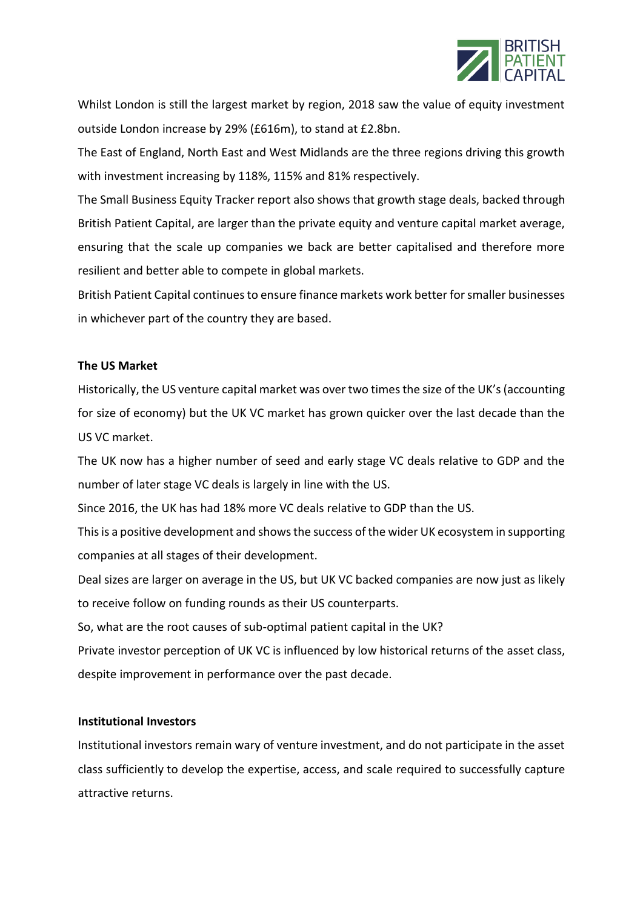Whilst London is still the largest market by region, 2018 saw the value of equity investment outside London increase by 29% (£616m), to stand at £2.8bn.

The East of England, North East and West Midlands are the three regions driving this growth with investment increasing by 118%, 115% and 81% respectively.

The Small Business Equity Tracker report also shows that growth stage deals, backed through British Patient Capital, are larger than the private equity and venture capital market average, ensuring that the scale up companies we back are better capitalised and therefore more resilient and better able to compete in global markets.

British Patient Capital continues to ensure finance markets work better for smaller businesses in whichever part of the country they are based.

**The US Market**

Historically, the US venture capital market was over two times the size of the UK's (accounting for size of economy) but the UK VC market has grown quicker over the last decade than the US VC market.

The UK now has a higher number of seed and early stage VC deals relative to GDP and the number of later stage VC deals is largely in line with the US.

Since 2016, the UK has had 18% more VC deals relative to GDP than the US.

This is a positive development and shows the success of the wider UK ecosystem in supporting companies at all stages of their development.

Deal sizes are larger on average in the US, but UK VC backed companies are now just as likely to receive follow on funding rounds as their US counterparts.

So, what are the root causes of sub-optimal patient capital in the UK?

Private investor perception of UK VC is influenced by low historical returns of the asset class, despite improvement in performance over the past decade.

**Institutional Investors**

Institutional investors remain wary of venture investment, and do not participate in the asset class sufficiently to develop the expertise, access, and scale required to successfully capture attractive returns.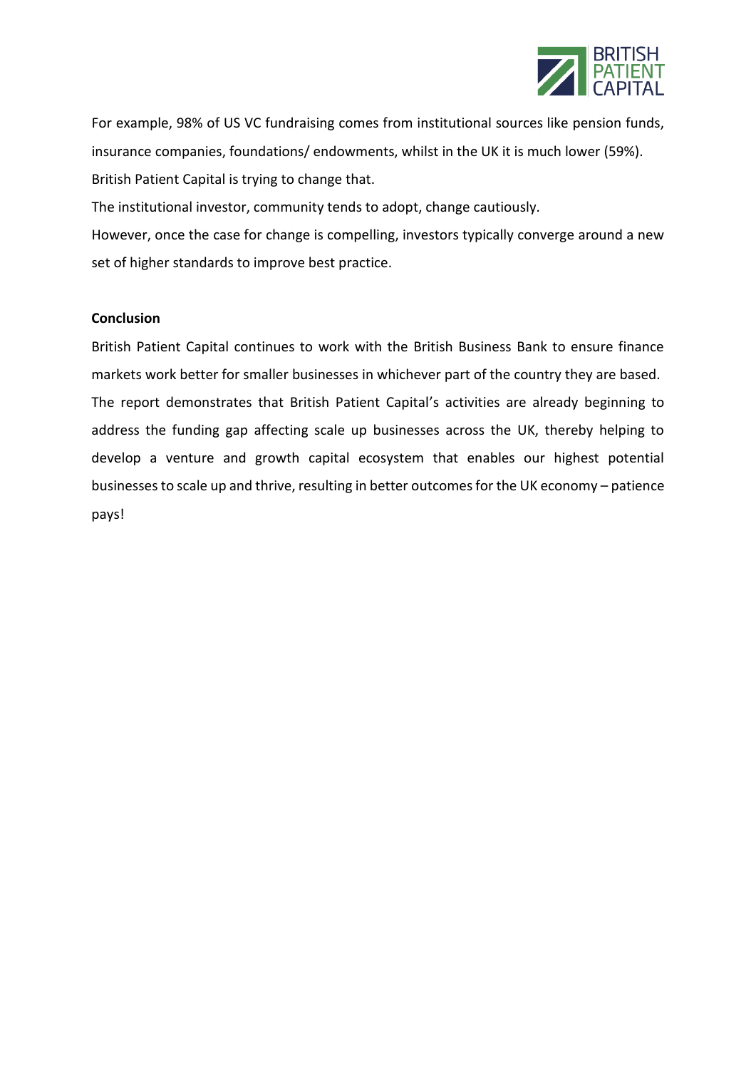For example, 98% of US VC fundraising comes from institutional sources like pension funds, insurance companies, foundations/ endowments, whilst in the UK it is much lower (59%).

British Patient Capital is trying to change that.

The institutional investor, community tends to adopt, change cautiously.

However, once the case for change is compelling, investors typically converge around a new set of higher standards to improve best practice.

**Conclusion**

British Patient Capital continues to work with the British Business Bank to ensure finance markets work better for smaller businesses in whichever part of the country they are based.

The report demonstrates that British Patient Capital's activities are already beginning to address the funding gap affecting scale up businesses across the UK, thereby helping to develop a venture and growth capital ecosystem that enables our highest potential businesses to scale up and thrive, resulting in better outcomes for the UK economy – patience pays!